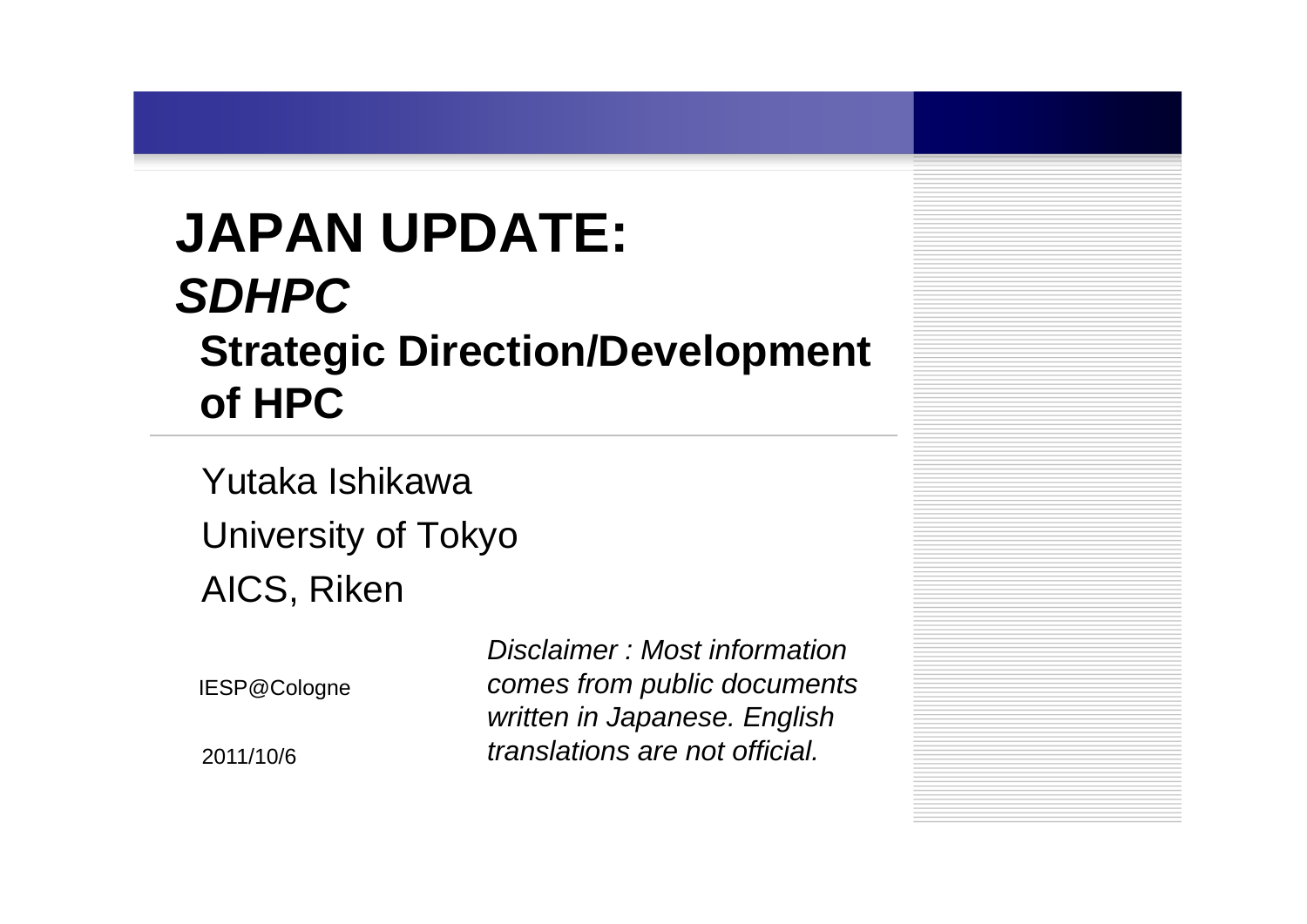# JAPAN UPDATE:
## *SDHPC*
### Strategic Direction/Development of HPC

Yutaka Ishikawa

University of Tokyo

AICS, Riken

IESP@Cologne

2011/10/6

*Disclaimer : Most information comes from public documents written in Japanese. English translations are not official.*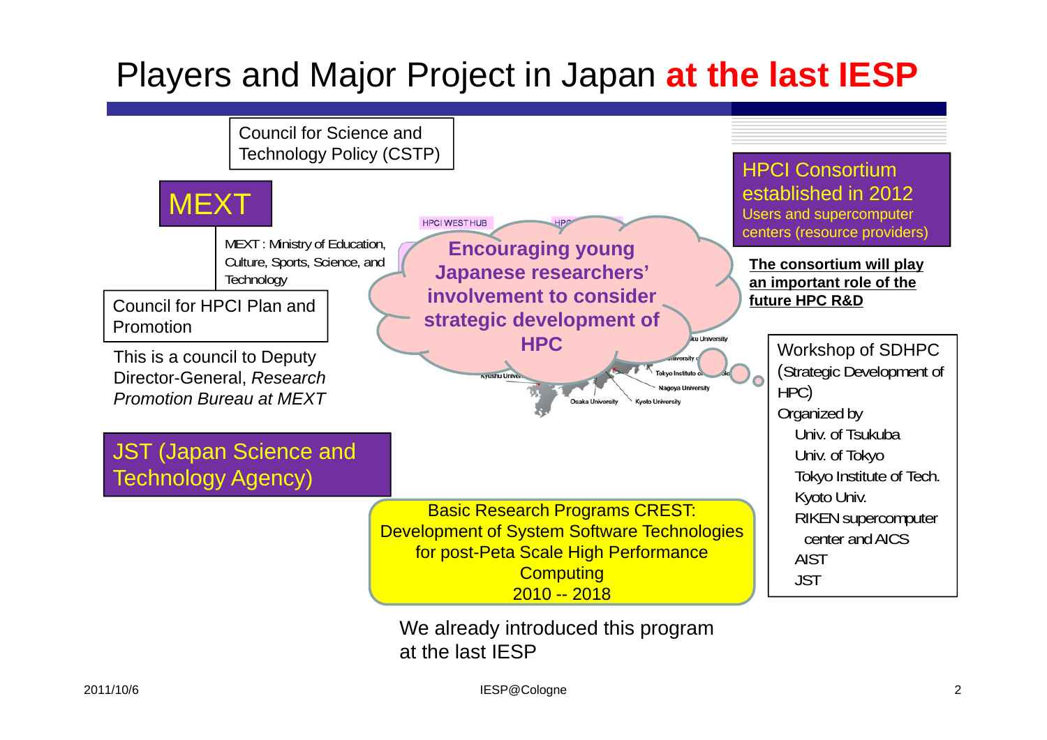# Players and Major Project in Japan **at the last IESP**

Council for Science and Technology Policy (CSTP)

MEXT

MEXT : Ministry of Education, Culture, Sports, Science, and Technology

Council for HPCI Plan and Promotion

This is a council to Deputy Director-General, *Research Promotion Bureau at MEXT*

JST (Japan Science and Technology Agency)

**Encouraging young Japanese researchers' involvement to consider strategic development of HPC**

HPCI Consortium established in 2012

Users and supercomputer centers (resource providers)

**The consortium will play an important role of the future HPC R&D**

Workshop of SDHPC (Strategic Development of HPC)

Organized by

- Univ. of Tsukuba
- Univ. of Tokyo
- Tokyo Institute of Tech.
- Kyoto Univ.
- RIKEN supercomputer center and AICS
- AIST
- JST

Basic Research Programs CREST: Development of System Software Technologies for post-Peta Scale High Performance Computing
2010 -- 2018

We already introduced this program at the last IESP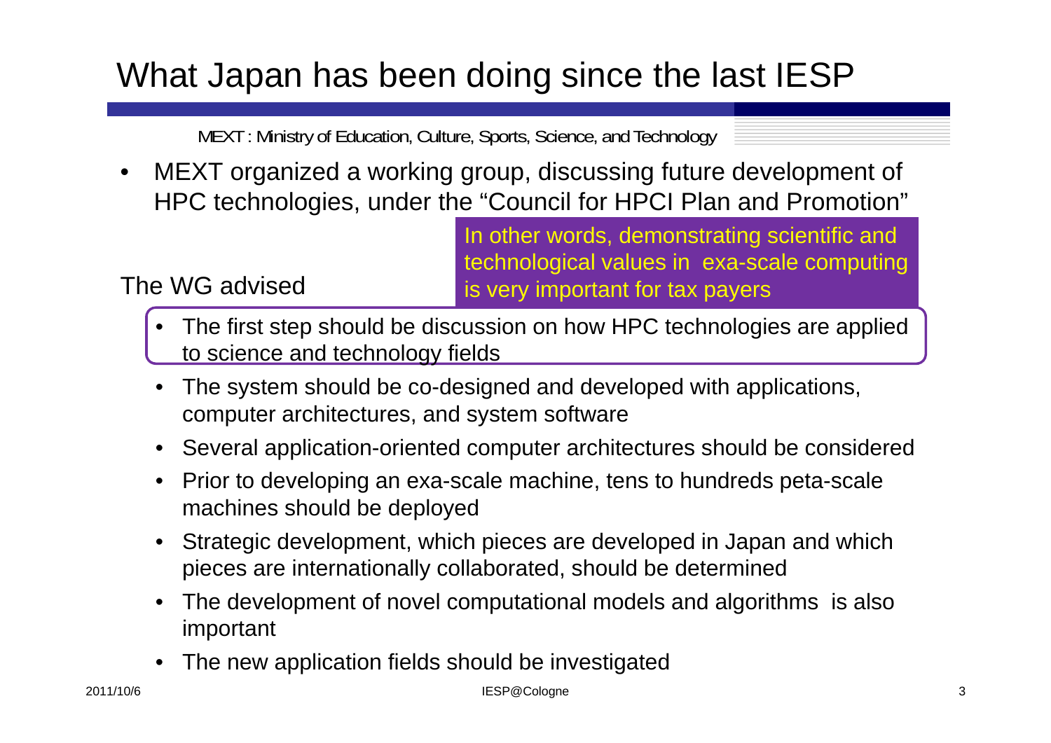# What Japan has been doing since the last IESP

MEXT : Ministry of Education, Culture, Sports, Science, and Technology

- MEXT organized a working group, discussing future development of HPC technologies, under the "Council for HPCI Plan and Promotion"

The WG advised

In other words, demonstrating scientific and technological values in exa-scale computing is very important for tax payers

- The first step should be discussion on how HPC technologies are applied to science and technology fields
- The system should be co-designed and developed with applications, computer architectures, and system software
- Several application-oriented computer architectures should be considered
- Prior to developing an exa-scale machine, tens to hundreds peta-scale machines should be deployed
- Strategic development, which pieces are developed in Japan and which pieces are internationally collaborated, should be determined
- The development of novel computational models and algorithms is also important
- The new application fields should be investigated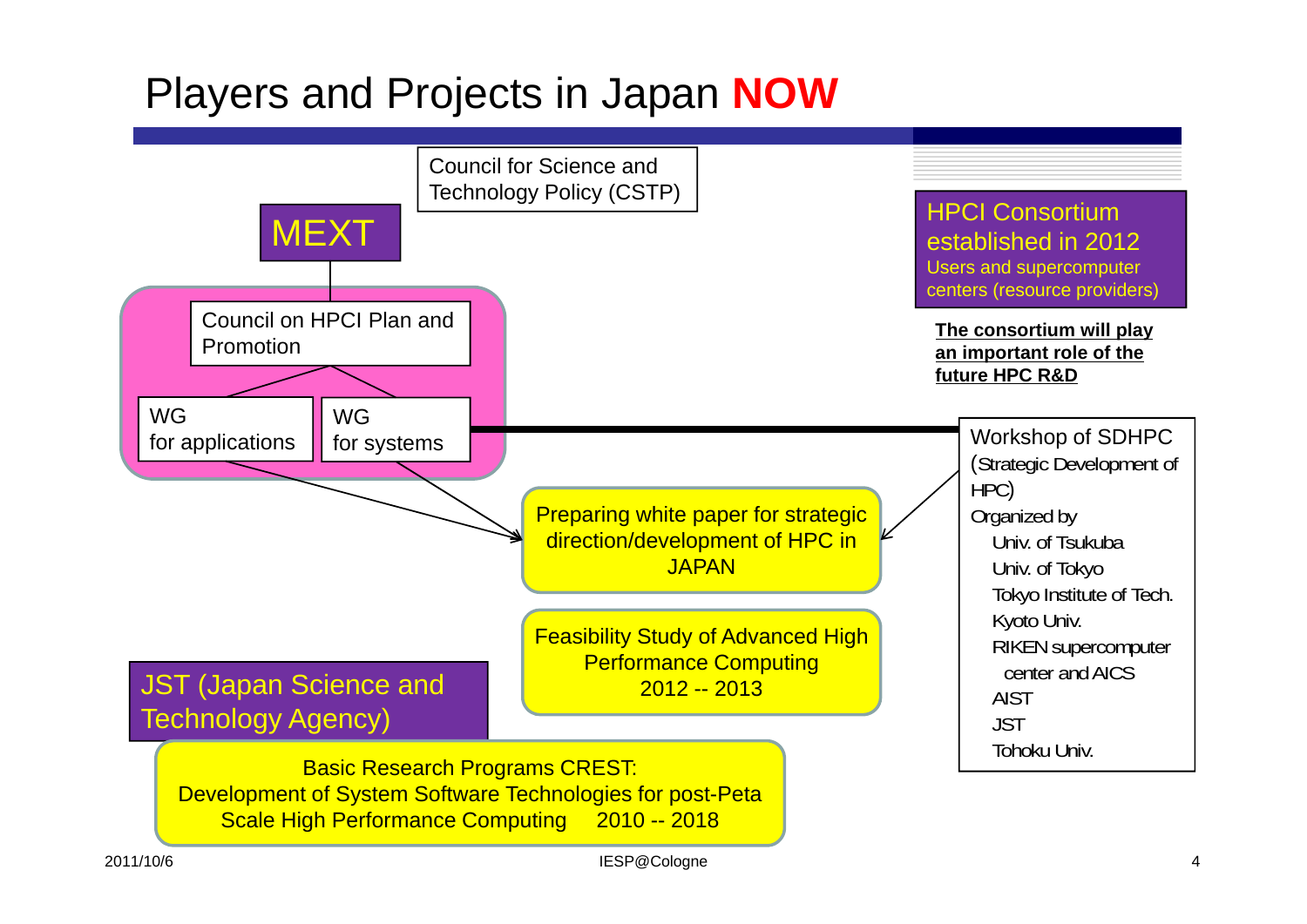# Players and Projects in Japan **NOW**

Council for Science and Technology Policy (CSTP)

MEXT

Council on HPCI Plan and Promotion

WG for applications

WG for systems

HPCI Consortium established in 2012
Users and supercomputer centers (resource providers)

**The consortium will play an important role of the future HPC R&D**

Workshop of SDHPC (Strategic Development of HPC)
Organized by
- Univ. of Tsukuba
- Univ. of Tokyo
- Tokyo Institute of Tech.
- Kyoto Univ.
- RIKEN supercomputer center and AICS
- AIST
- JST
- Tohoku Univ.

Preparing white paper for strategic direction/development of HPC in JAPAN

Feasibility Study of Advanced High Performance Computing 2012 -- 2013

JST (Japan Science and Technology Agency)

Basic Research Programs CREST: Development of System Software Technologies for post-Peta Scale High Performance Computing 2010 -- 2018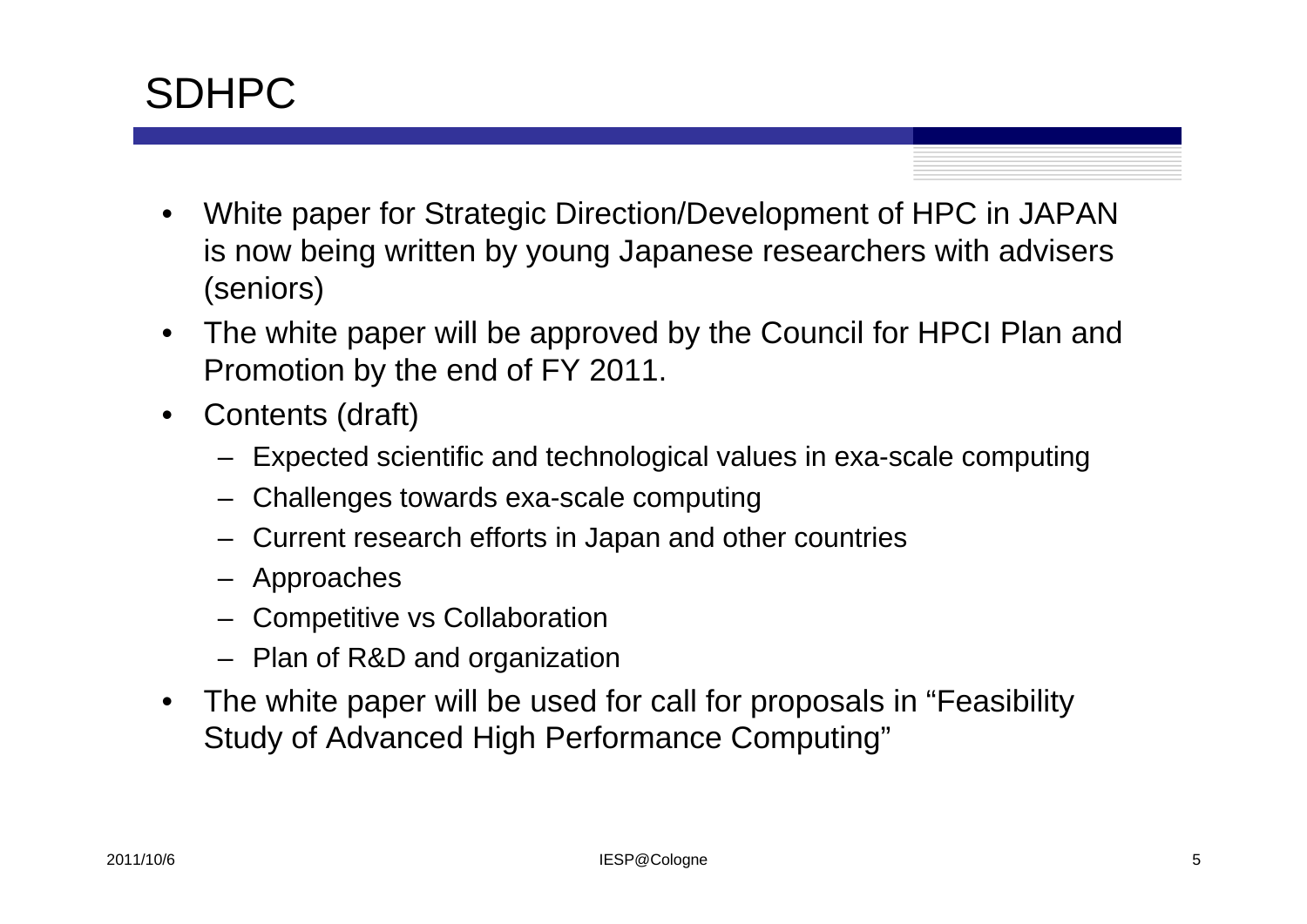# SDHPC

- White paper for Strategic Direction/Development of HPC in JAPAN is now being written by young Japanese researchers with advisers (seniors)
- The white paper will be approved by the Council for HPCI Plan and Promotion by the end of FY 2011.
- Contents (draft)
  - Expected scientific and technological values in exa-scale computing
  - Challenges towards exa-scale computing
  - Current research efforts in Japan and other countries
  - Approaches
  - Competitive vs Collaboration
  - Plan of R&D and organization
- The white paper will be used for call for proposals in "Feasibility Study of Advanced High Performance Computing"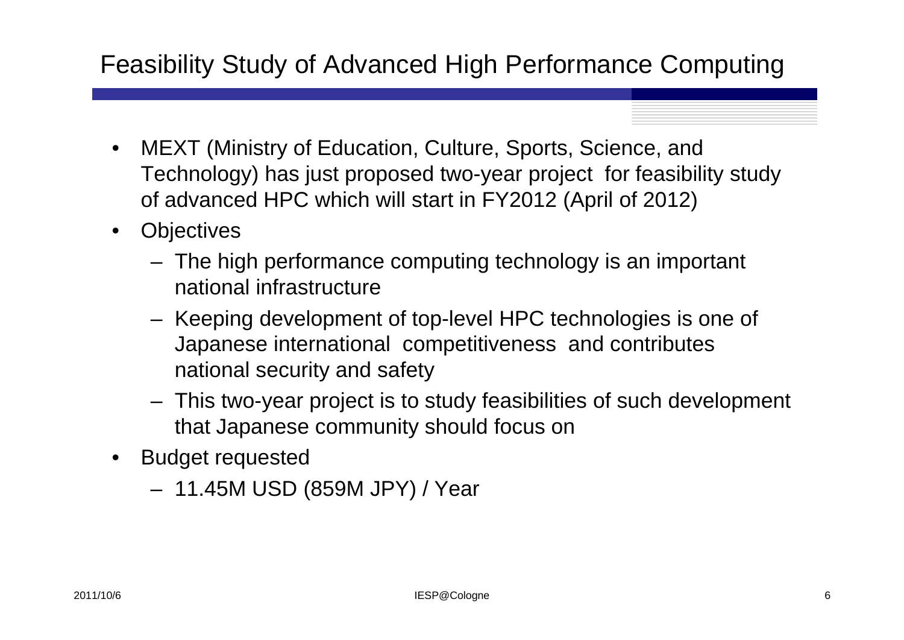# Feasibility Study of Advanced High Performance Computing

- MEXT (Ministry of Education, Culture, Sports, Science, and Technology) has just proposed two-year project for feasibility study of advanced HPC which will start in FY2012 (April of 2012)
- Objectives
  - The high performance computing technology is an important national infrastructure
  - Keeping development of top-level HPC technologies is one of Japanese international competitiveness and contributes national security and safety
  - This two-year project is to study feasibilities of such development that Japanese community should focus on
- Budget requested
  - 11.45M USD (859M JPY) / Year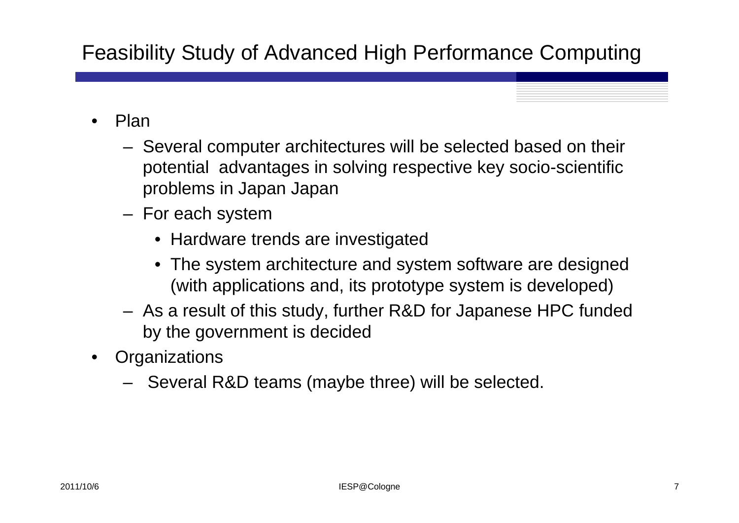# Feasibility Study of Advanced High Performance Computing

- Plan
  - Several computer architectures will be selected based on their potential advantages in solving respective key socio-scientific problems in Japan Japan
  - For each system
    - Hardware trends are investigated
    - The system architecture and system software are designed (with applications and, its prototype system is developed)
  - As a result of this study, further R&D for Japanese HPC funded by the government is decided
- Organizations
  - Several R&D teams (maybe three) will be selected.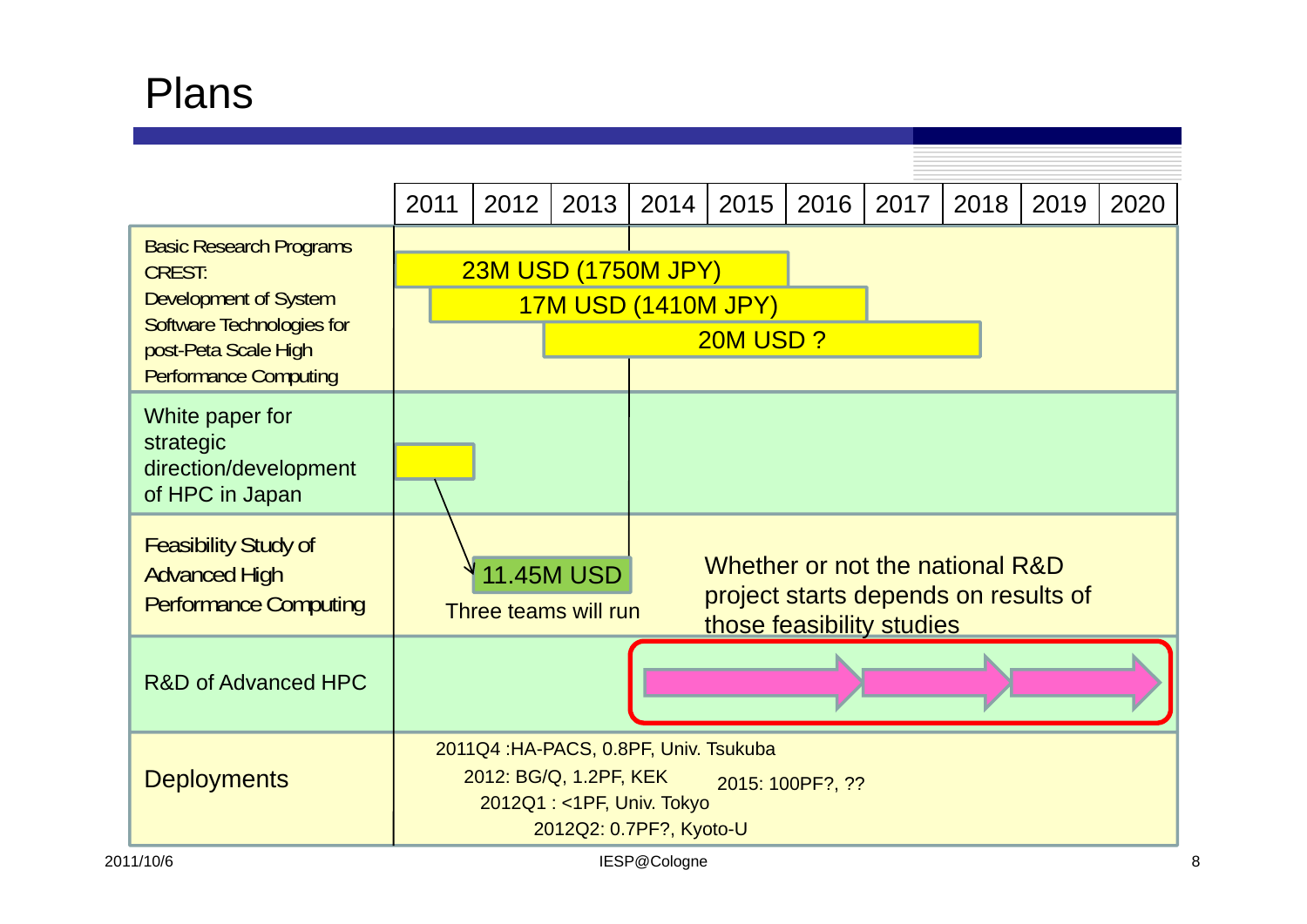# Plans

| | 2011 | 2012 | 2013 | 2014 | 2015 | 2016 | 2017 | 2018 | 2019 | 2020 |
|---|---|---|---|---|---|---|---|---|---|---|
| Basic Research Programs CREST: Development of System Software Technologies for post-Peta Scale High Performance Computing | 23M USD (1750M JPY) | | | | | | | | | |
| | | 17M USD (1410M JPY) | | | | | | | | |
| | | | 20M USD ? | | | | | | | |
| White paper for strategic direction/development of HPC in Japan | | | | | | | | | | |
| Feasibility Study of Advanced High Performance Computing | | 11.45M USD<br>Three teams will run | | | Whether or not the national R&D project starts depends on results of those feasibility studies | | | | | |
| R&D of Advanced HPC | | | | | | | | | | |
| Deployments | 2011Q4 :HA-PACS, 0.8PF, Univ. Tsukuba<br>2012: BG/Q, 1.2PF, KEK<br>2012Q1 : <1PF, Univ. Tokyo<br>2012Q2: 0.7PF?, Kyoto-U | | | | 2015: 100PF?, ?? | | | | | |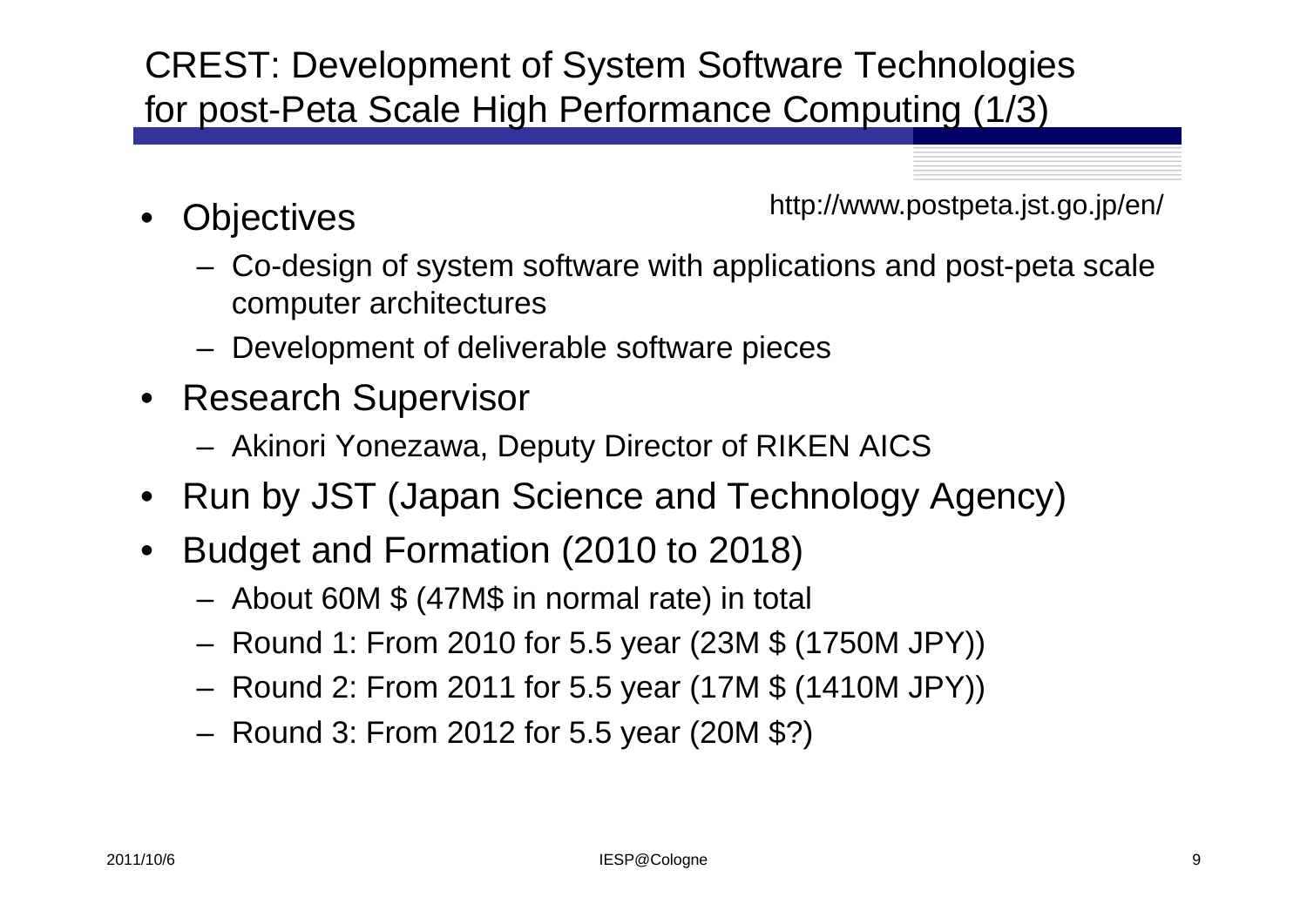# CREST: Development of System Software Technologies for post-Peta Scale High Performance Computing (1/3)

http://www.postpeta.jst.go.jp/en/

- Objectives
  - Co-design of system software with applications and post-peta scale computer architectures
  - Development of deliverable software pieces
- Research Supervisor
  - Akinori Yonezawa, Deputy Director of RIKEN AICS
- Run by JST (Japan Science and Technology Agency)
- Budget and Formation (2010 to 2018)
  - About 60M $ (47M$ in normal rate) in total
  - Round 1: From 2010 for 5.5 year (23M $ (1750M JPY))
  - Round 2: From 2011 for 5.5 year (17M $ (1410M JPY))
  - Round 3: From 2012 for 5.5 year (20M $?)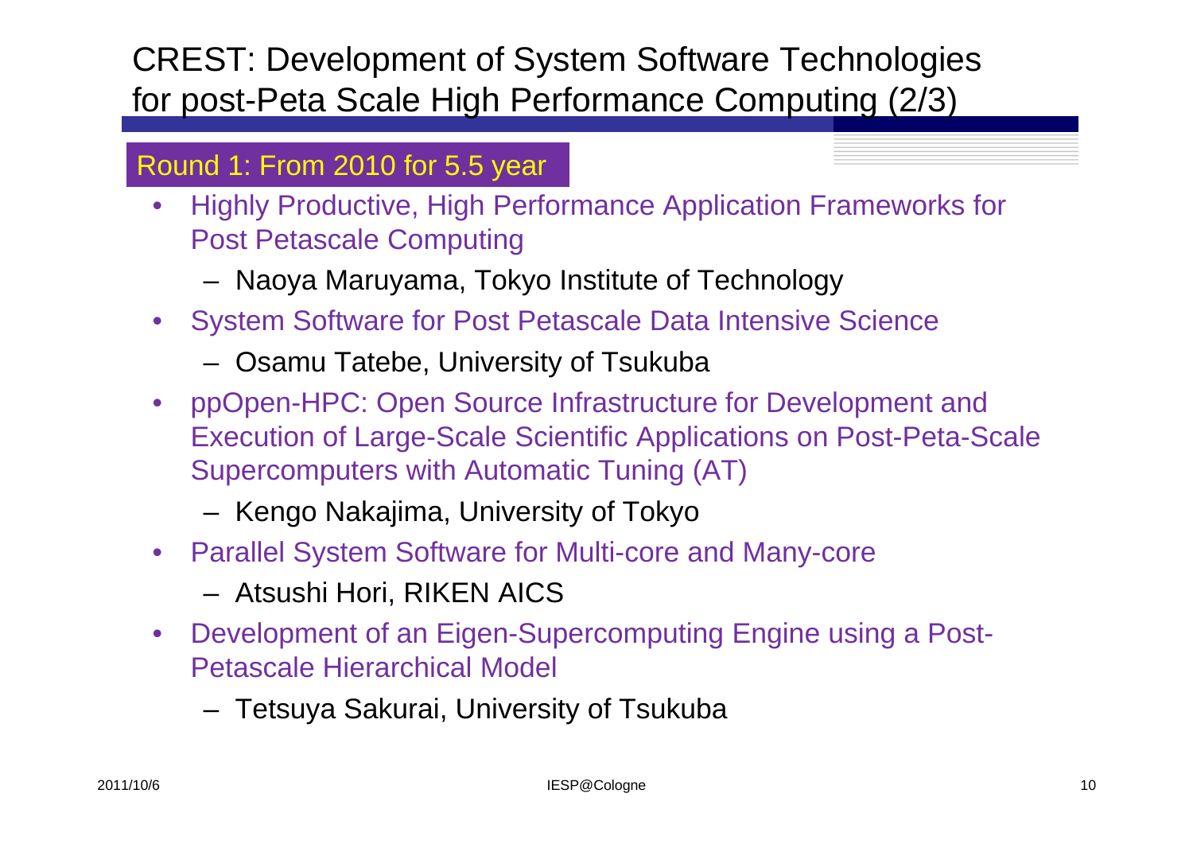# CREST: Development of System Software Technologies for post-Peta Scale High Performance Computing (2/3)

## Round 1: From 2010 for 5.5 year

- Highly Productive, High Performance Application Frameworks for Post Petascale Computing
  - Naoya Maruyama, Tokyo Institute of Technology
- System Software for Post Petascale Data Intensive Science
  - Osamu Tatebe, University of Tsukuba
- ppOpen-HPC: Open Source Infrastructure for Development and Execution of Large-Scale Scientific Applications on Post-Peta-Scale Supercomputers with Automatic Tuning (AT)
  - Kengo Nakajima, University of Tokyo
- Parallel System Software for Multi-core and Many-core
  - Atsushi Hori, RIKEN AICS
- Development of an Eigen-Supercomputing Engine using a Post-Petascale Hierarchical Model
  - Tetsuya Sakurai, University of Tsukuba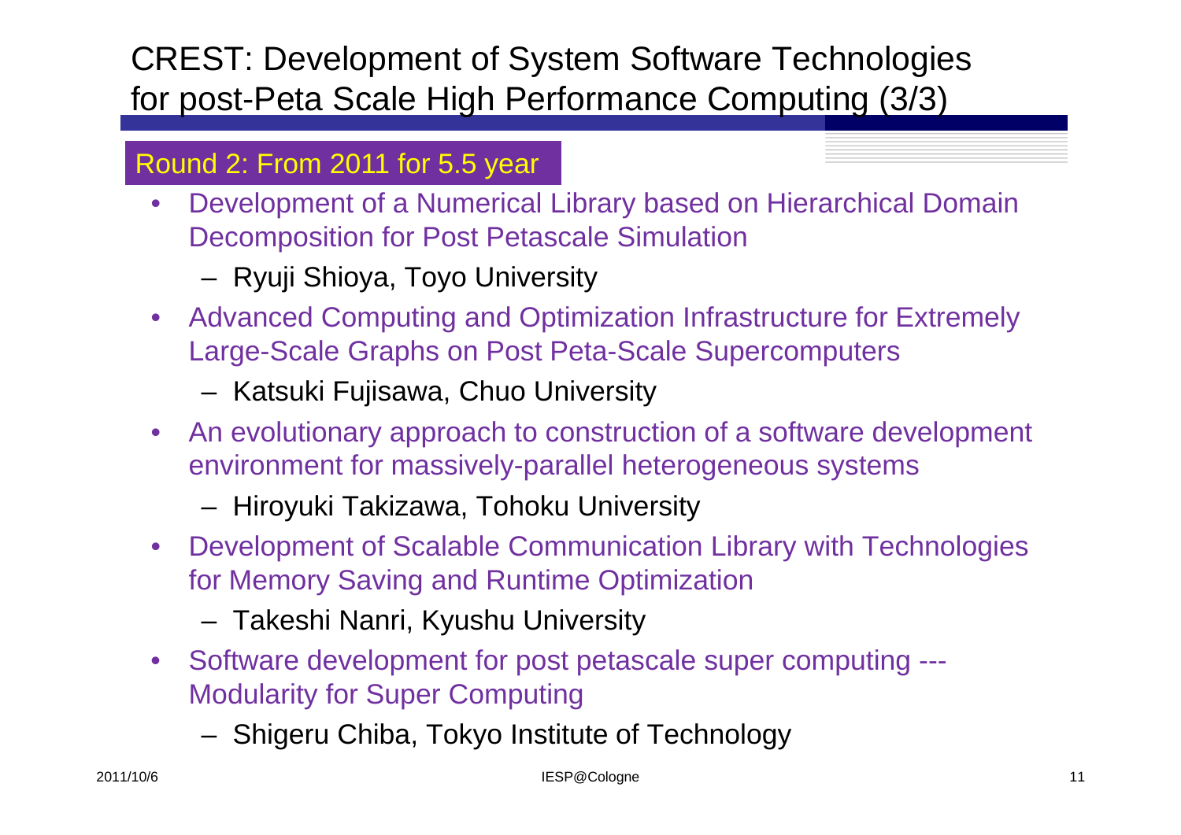# CREST: Development of System Software Technologies for post-Peta Scale High Performance Computing (3/3)

## Round 2: From 2011 for 5.5 year

- Development of a Numerical Library based on Hierarchical Domain Decomposition for Post Petascale Simulation
  - Ryuji Shioya, Toyo University
- Advanced Computing and Optimization Infrastructure for Extremely Large-Scale Graphs on Post Peta-Scale Supercomputers
  - Katsuki Fujisawa, Chuo University
- An evolutionary approach to construction of a software development environment for massively-parallel heterogeneous systems
  - Hiroyuki Takizawa, Tohoku University
- Development of Scalable Communication Library with Technologies for Memory Saving and Runtime Optimization
  - Takeshi Nanri, Kyushu University
- Software development for post petascale super computing --- Modularity for Super Computing
  - Shigeru Chiba, Tokyo Institute of Technology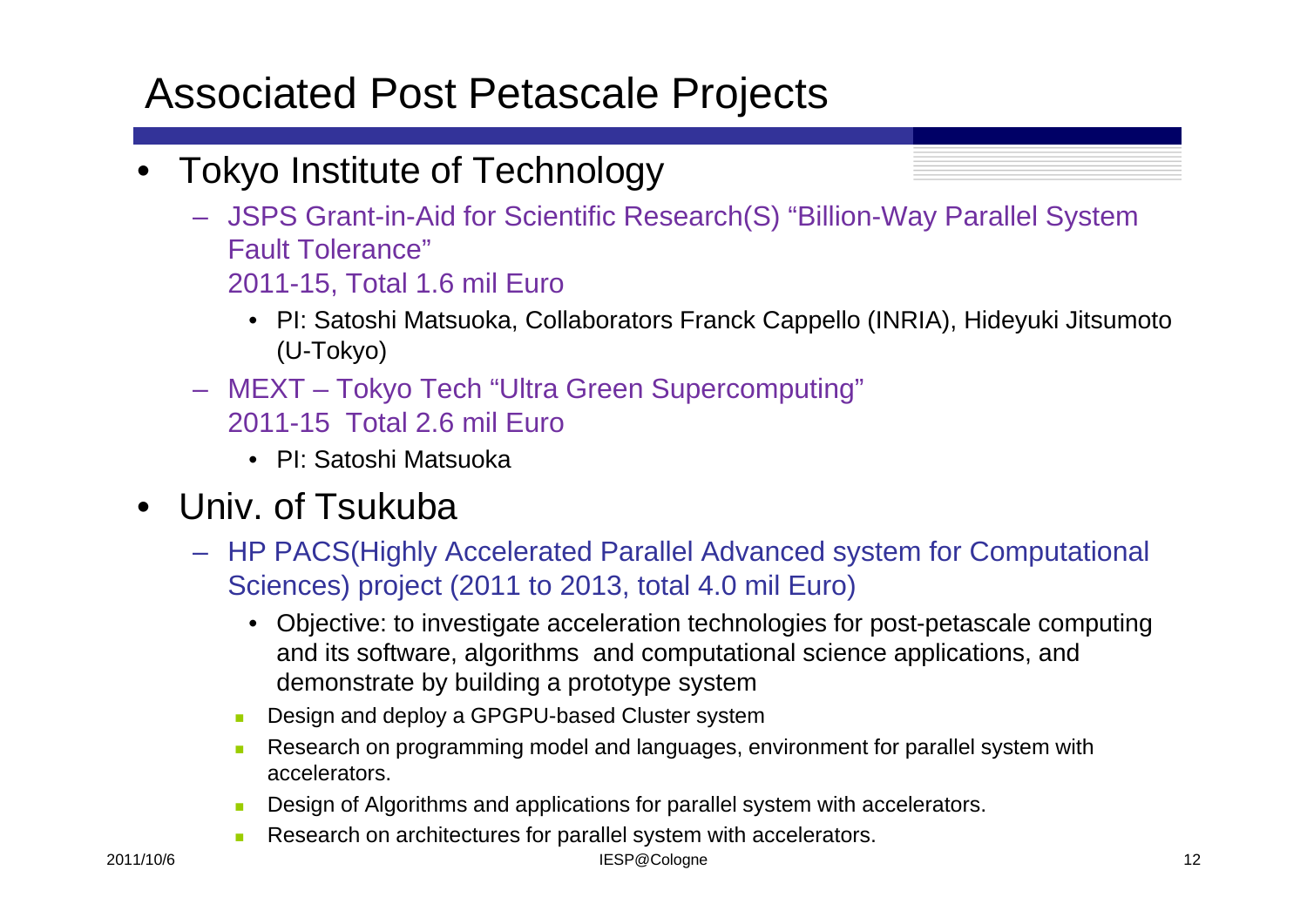# Associated Post Petascale Projects

- Tokyo Institute of Technology
  - JSPS Grant-in-Aid for Scientific Research(S) “Billion-Way Parallel System Fault Tolerance”
    2011-15, Total 1.6 mil Euro
    - PI: Satoshi Matsuoka, Collaborators Franck Cappello (INRIA), Hideyuki Jitsumoto (U-Tokyo)
  - MEXT – Tokyo Tech “Ultra Green Supercomputing”
    2011-15  Total 2.6 mil Euro
    - PI: Satoshi Matsuoka
- Univ. of Tsukuba
  - HP PACS(Highly Accelerated Parallel Advanced system for Computational Sciences) project (2011 to 2013, total 4.0 mil Euro)
    - Objective: to investigate acceleration technologies for post-petascale computing and its software, algorithms  and computational science applications, and demonstrate by building a prototype system
    - Design and deploy a GPGPU-based Cluster system
    - Research on programming model and languages, environment for parallel system with accelerators.
    - Design of Algorithms and applications for parallel system with accelerators.
    - Research on architectures for parallel system with accelerators.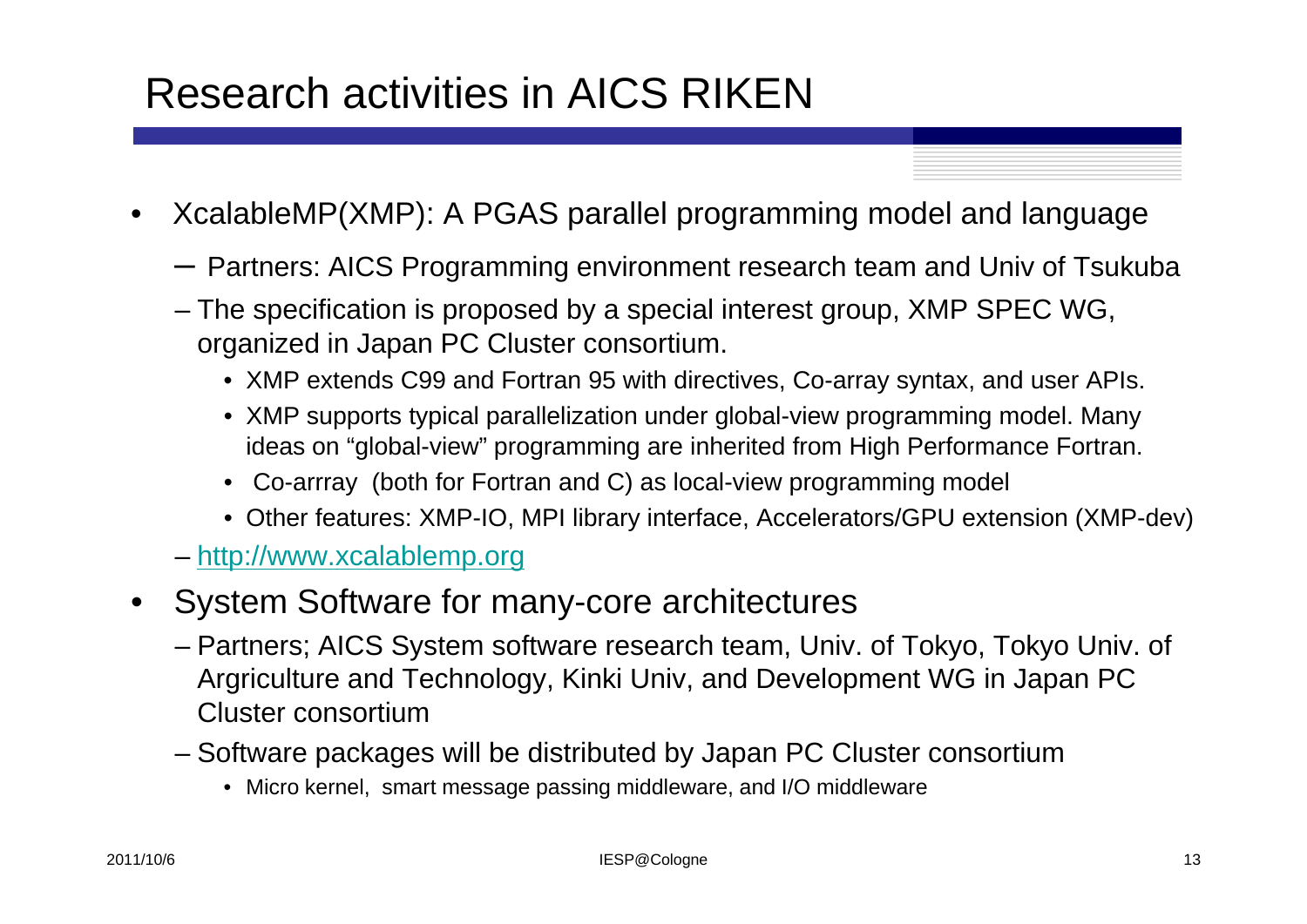# Research activities in AICS RIKEN

- XcalableMP(XMP): A PGAS parallel programming model and language
  - Partners: AICS Programming environment research team and Univ of Tsukuba
  - The specification is proposed by a special interest group, XMP SPEC WG, organized in Japan PC Cluster consortium.
    - XMP extends C99 and Fortran 95 with directives, Co-array syntax, and user APIs.
    - XMP supports typical parallelization under global-view programming model. Many ideas on "global-view" programming are inherited from High Performance Fortran.
    - Co-arrray (both for Fortran and C) as local-view programming model
    - Other features: XMP-IO, MPI library interface, Accelerators/GPU extension (XMP-dev)
  - http://www.xcalablemp.org
- System Software for many-core architectures
  - Partners; AICS System software research team, Univ. of Tokyo, Tokyo Univ. of Argriculture and Technology, Kinki Univ, and Development WG in Japan PC Cluster consortium
  - Software packages will be distributed by Japan PC Cluster consortium
    - Micro kernel, smart message passing middleware, and I/O middleware